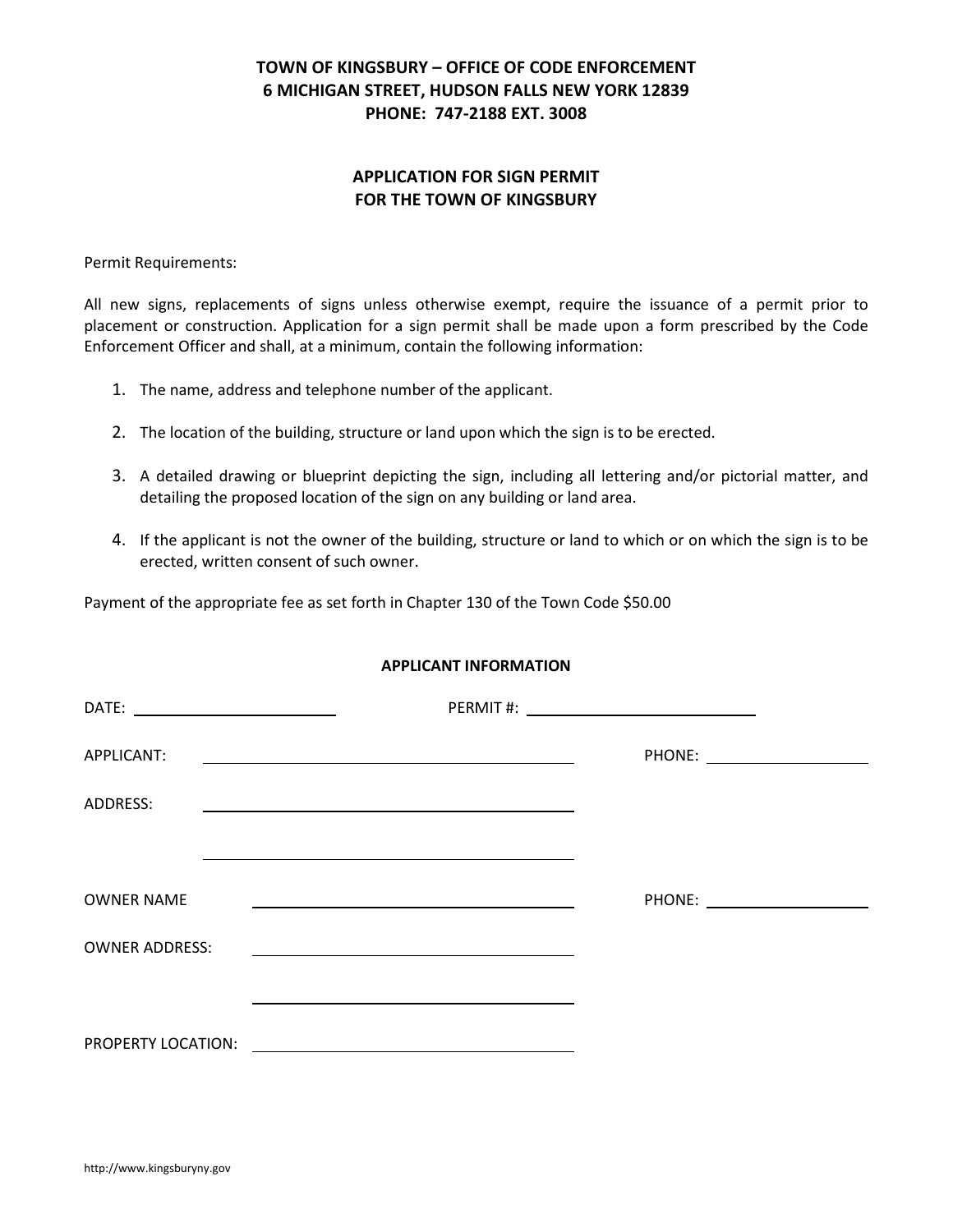**TOWN OF KINGSBURY – OFFICE OF CODE ENFORCEMENT**
**6 MICHIGAN STREET, HUDSON FALLS NEW YORK 12839**
**PHONE: 747-2188 EXT. 3008**

# APPLICATION FOR SIGN PERMIT FOR THE TOWN OF KINGSBURY

Permit Requirements:

All new signs, replacements of signs unless otherwise exempt, require the issuance of a permit prior to placement or construction. Application for a sign permit shall be made upon a form prescribed by the Code Enforcement Officer and shall, at a minimum, contain the following information:

1. The name, address and telephone number of the applicant.
2. The location of the building, structure or land upon which the sign is to be erected.
3. A detailed drawing or blueprint depicting the sign, including all lettering and/or pictorial matter, and detailing the proposed location of the sign on any building or land area.
4. If the applicant is not the owner of the building, structure or land to which or on which the sign is to be erected, written consent of such owner.

Payment of the appropriate fee as set forth in Chapter 130 of the Town Code $50.00

## APPLICANT INFORMATION

DATE: ____________________ PERMIT #: ____________________

APPLICANT: ________________________________ PHONE: ____________

ADDRESS: ________________________________

________________________________

OWNER NAME ________________________________ PHONE: ____________

OWNER ADDRESS: ________________________________

________________________________

PROPERTY LOCATION: ________________________________

http://www.kingsburyny.gov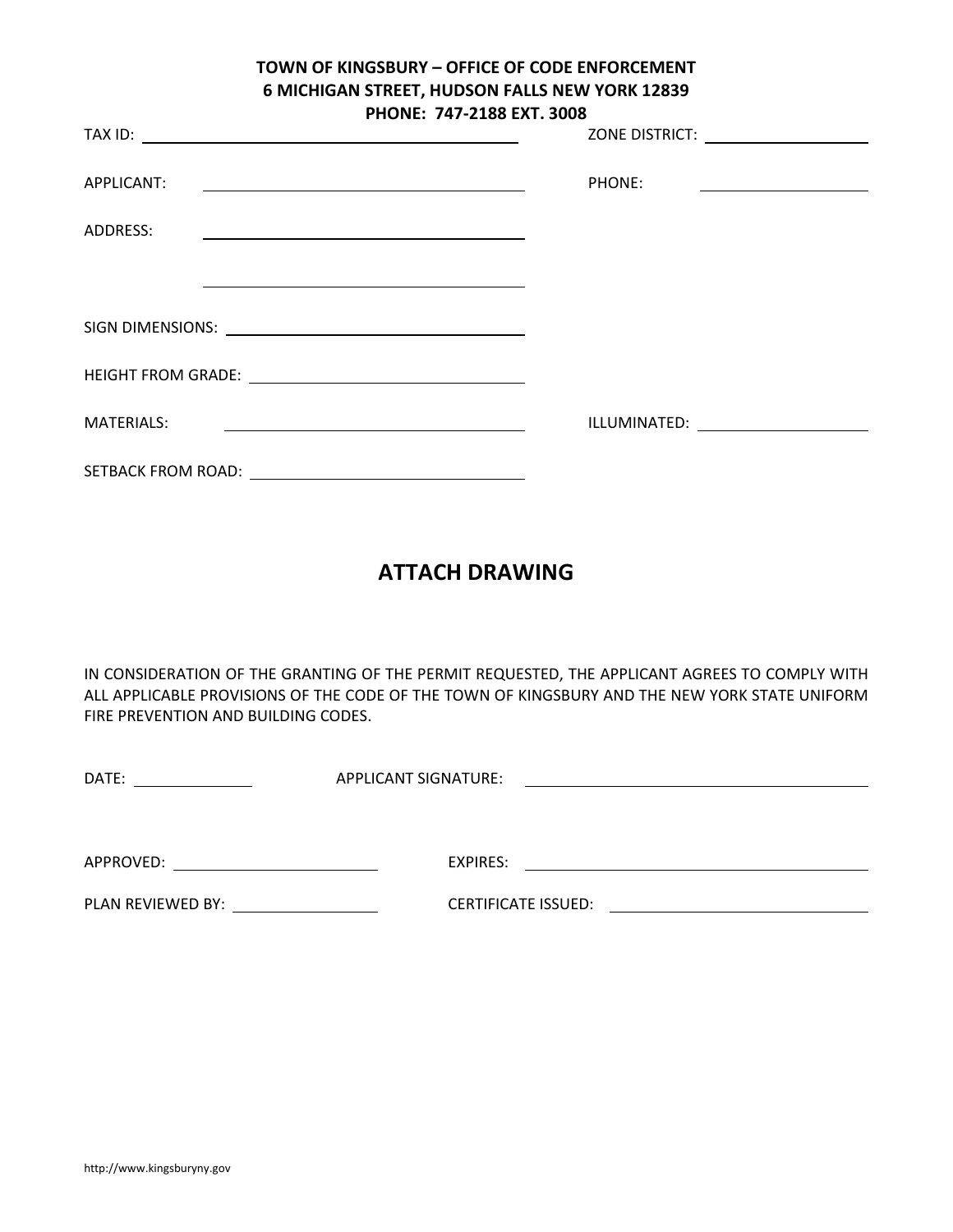**TOWN OF KINGSBURY – OFFICE OF CODE ENFORCEMENT**
**6 MICHIGAN STREET, HUDSON FALLS NEW YORK 12839**
**PHONE: 747-2188 EXT. 3008**

TAX ID: ______________________________ ZONE DISTRICT: ______________

APPLICANT: ______________________________ PHONE: ______________

ADDRESS: ______________________________

______________________________

SIGN DIMENSIONS: ______________________________

HEIGHT FROM GRADE: ______________________________

MATERIALS: ______________________________ ILLUMINATED: ______________

SETBACK FROM ROAD: ______________________________

## ATTACH DRAWING

IN CONSIDERATION OF THE GRANTING OF THE PERMIT REQUESTED, THE APPLICANT AGREES TO COMPLY WITH ALL APPLICABLE PROVISIONS OF THE CODE OF THE TOWN OF KINGSBURY AND THE NEW YORK STATE UNIFORM FIRE PREVENTION AND BUILDING CODES.

DATE: ______________ APPLICANT SIGNATURE: ______________________________

APPROVED: ______________ EXPIRES: ______________________________

PLAN REVIEWED BY: ______________ CERTIFICATE ISSUED: ______________________________

http://www.kingsburyny.gov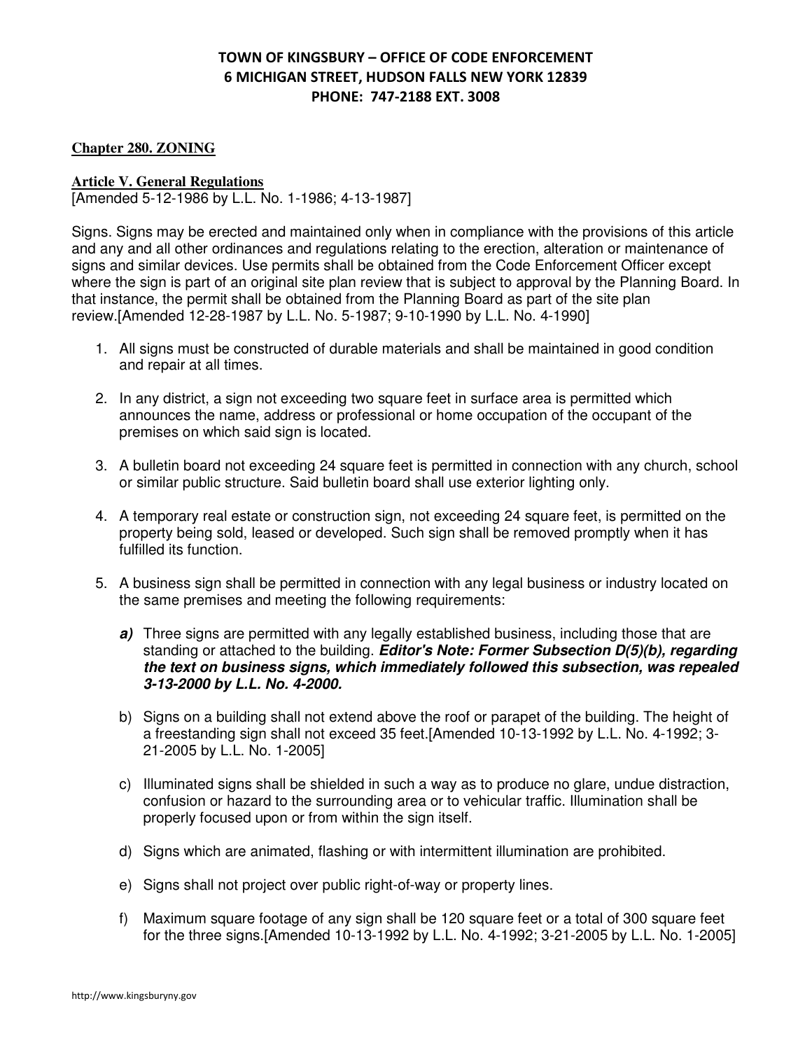**TOWN OF KINGSBURY – OFFICE OF CODE ENFORCEMENT**
**6 MICHIGAN STREET, HUDSON FALLS NEW YORK 12839**
**PHONE: 747-2188 EXT. 3008**

**Chapter 280. ZONING**

**Article V. General Regulations**
[Amended 5-12-1986 by L.L. No. 1-1986; 4-13-1987]

Signs. Signs may be erected and maintained only when in compliance with the provisions of this article and any and all other ordinances and regulations relating to the erection, alteration or maintenance of signs and similar devices. Use permits shall be obtained from the Code Enforcement Officer except where the sign is part of an original site plan review that is subject to approval by the Planning Board. In that instance, the permit shall be obtained from the Planning Board as part of the site plan review.[Amended 12-28-1987 by L.L. No. 5-1987; 9-10-1990 by L.L. No. 4-1990]

1. All signs must be constructed of durable materials and shall be maintained in good condition and repair at all times.

2. In any district, a sign not exceeding two square feet in surface area is permitted which announces the name, address or professional or home occupation of the occupant of the premises on which said sign is located.

3. A bulletin board not exceeding 24 square feet is permitted in connection with any church, school or similar public structure. Said bulletin board shall use exterior lighting only.

4. A temporary real estate or construction sign, not exceeding 24 square feet, is permitted on the property being sold, leased or developed. Such sign shall be removed promptly when it has fulfilled its function.

5. A business sign shall be permitted in connection with any legal business or industry located on the same premises and meeting the following requirements:

   ***a)*** Three signs are permitted with any legally established business, including those that are standing or attached to the building. ***Editor's Note: Former Subsection D(5)(b), regarding the text on business signs, which immediately followed this subsection, was repealed 3-13-2000 by L.L. No. 4-2000.***

   b) Signs on a building shall not extend above the roof or parapet of the building. The height of a freestanding sign shall not exceed 35 feet.[Amended 10-13-1992 by L.L. No. 4-1992; 3-21-2005 by L.L. No. 1-2005]

   c) Illuminated signs shall be shielded in such a way as to produce no glare, undue distraction, confusion or hazard to the surrounding area or to vehicular traffic. Illumination shall be properly focused upon or from within the sign itself.

   d) Signs which are animated, flashing or with intermittent illumination are prohibited.

   e) Signs shall not project over public right-of-way or property lines.

   f) Maximum square footage of any sign shall be 120 square feet or a total of 300 square feet for the three signs.[Amended 10-13-1992 by L.L. No. 4-1992; 3-21-2005 by L.L. No. 1-2005]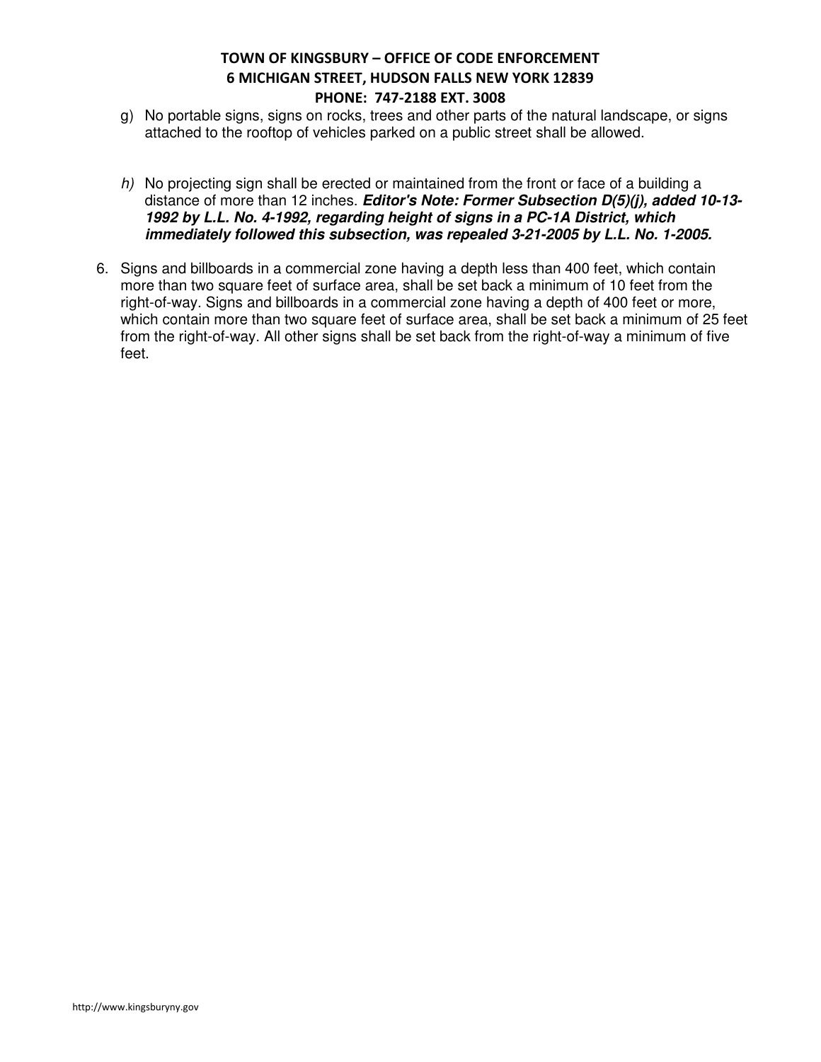g) No portable signs, signs on rocks, trees and other parts of the natural landscape, or signs attached to the rooftop of vehicles parked on a public street shall be allowed.

*h)* No projecting sign shall be erected or maintained from the front or face of a building a distance of more than 12 inches. ***Editor's Note: Former Subsection D(5)(j), added 10-13-1992 by L.L. No. 4-1992, regarding height of signs in a PC-1A District, which immediately followed this subsection, was repealed 3-21-2005 by L.L. No. 1-2005.***

6. Signs and billboards in a commercial zone having a depth less than 400 feet, which contain more than two square feet of surface area, shall be set back a minimum of 10 feet from the right-of-way. Signs and billboards in a commercial zone having a depth of 400 feet or more, which contain more than two square feet of surface area, shall be set back a minimum of 25 feet from the right-of-way. All other signs shall be set back from the right-of-way a minimum of five feet.